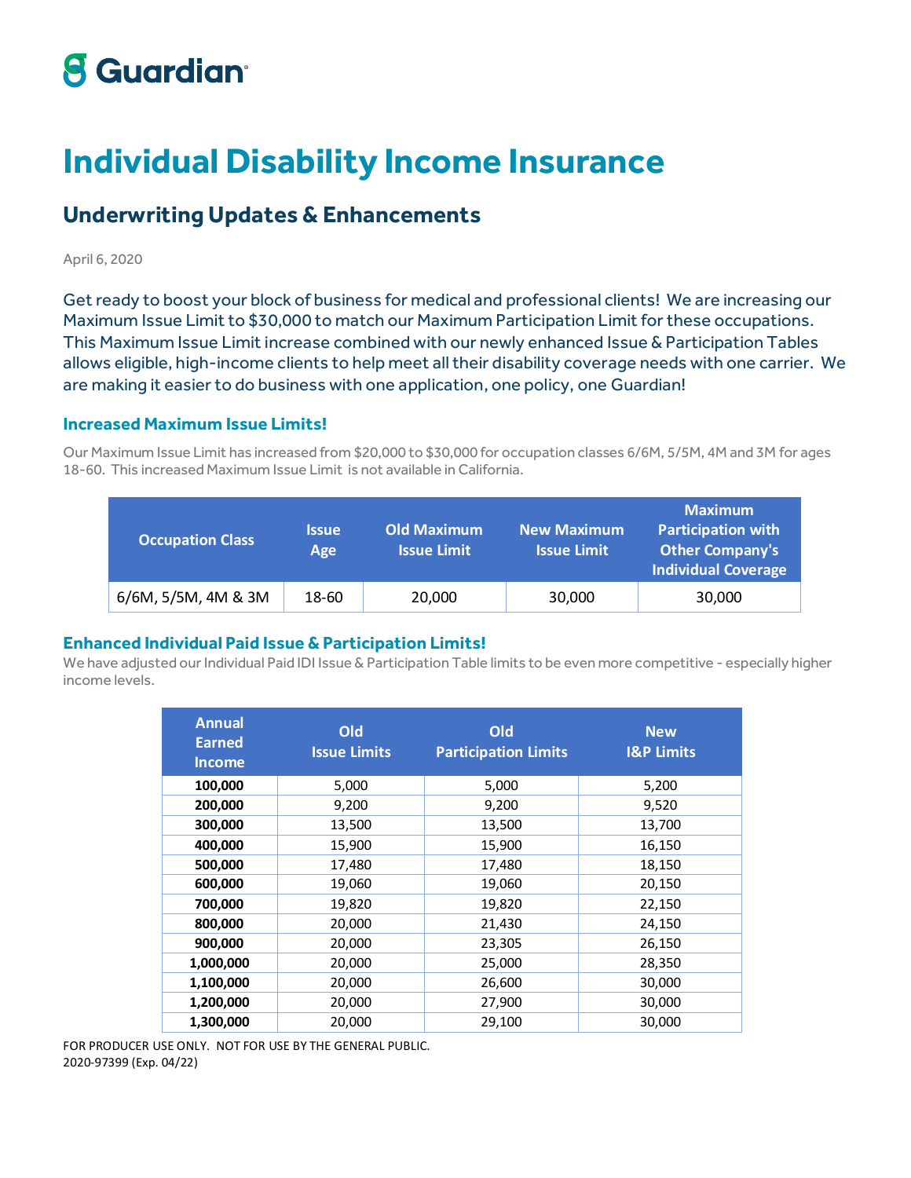Guardian

# Individual Disability Income Insurance

## Underwriting Updates & Enhancements

April 6, 2020

Get ready to boost your block of business for medical and professional clients! We are increasing our Maximum Issue Limit to $30,000 to match our Maximum Participation Limit for these occupations. This Maximum Issue Limit increase combined with our newly enhanced Issue & Participation Tables allows eligible, high-income clients to help meet all their disability coverage needs with one carrier. We are making it easier to do business with one application, one policy, one Guardian!

### Increased Maximum Issue Limits!

Our Maximum Issue Limit has increased from $20,000 to $30,000 for occupation classes 6/6M, 5/5M, 4M and 3M for ages 18-60. This increased Maximum Issue Limit is not available in California.

| Occupation Class | Issue Age | Old Maximum Issue Limit | New Maximum Issue Limit | Maximum Participation with Other Company's Individual Coverage |
|---|---|---|---|---|
| 6/6M, 5/5M, 4M & 3M | 18-60 | 20,000 | 30,000 | 30,000 |

### Enhanced Individual Paid Issue & Participation Limits!

We have adjusted our Individual Paid IDI Issue & Participation Table limits to be even more competitive - especially higher income levels.

| Annual Earned Income | Old Issue Limits | Old Participation Limits | New I&P Limits |
|---|---|---|---|
| **100,000** | 5,000 | 5,000 | 5,200 |
| **200,000** | 9,200 | 9,200 | 9,520 |
| **300,000** | 13,500 | 13,500 | 13,700 |
| **400,000** | 15,900 | 15,900 | 16,150 |
| **500,000** | 17,480 | 17,480 | 18,150 |
| **600,000** | 19,060 | 19,060 | 20,150 |
| **700,000** | 19,820 | 19,820 | 22,150 |
| **800,000** | 20,000 | 21,430 | 24,150 |
| **900,000** | 20,000 | 23,305 | 26,150 |
| **1,000,000** | 20,000 | 25,000 | 28,350 |
| **1,100,000** | 20,000 | 26,600 | 30,000 |
| **1,200,000** | 20,000 | 27,900 | 30,000 |
| **1,300,000** | 20,000 | 29,100 | 30,000 |

FOR PRODUCER USE ONLY. NOT FOR USE BY THE GENERAL PUBLIC.
2020-97399 (Exp. 04/22)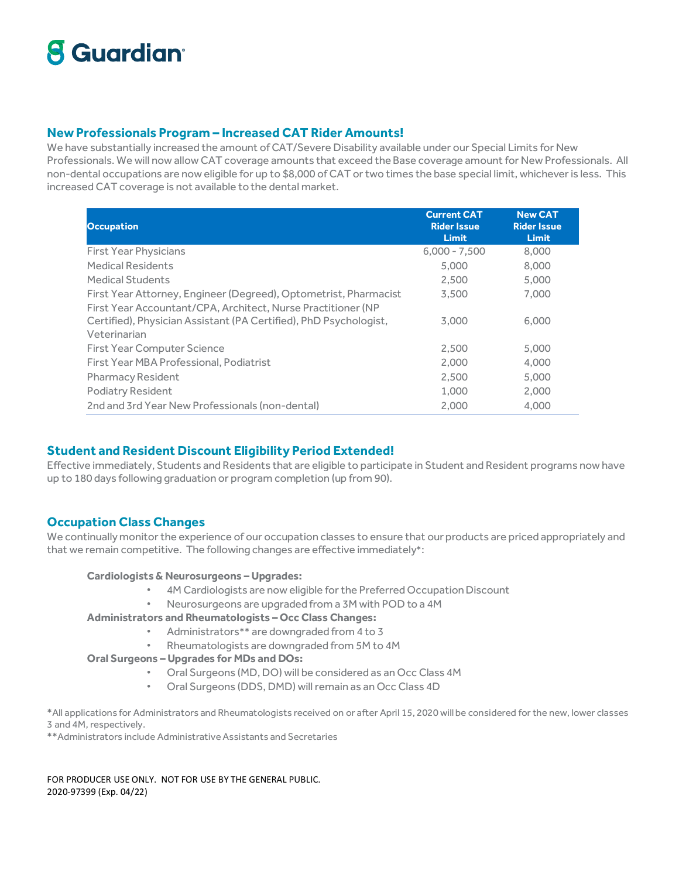## New Professionals Program – Increased CAT Rider Amounts!

We have substantially increased the amount of CAT/Severe Disability available under our Special Limits for New Professionals. We will now allow CAT coverage amounts that exceed the Base coverage amount for New Professionals. All non-dental occupations are now eligible for up to $8,000 of CAT or two times the base special limit, whichever is less. This increased CAT coverage is not available to the dental market.

| Occupation | Current CAT Rider Issue Limit | New CAT Rider Issue Limit |
|---|---|---|
| First Year Physicians | 6,000 - 7,500 | 8,000 |
| Medical Residents | 5,000 | 8,000 |
| Medical Students | 2,500 | 5,000 |
| First Year Attorney, Engineer (Degreed), Optometrist, Pharmacist | 3,500 | 7,000 |
| First Year Accountant/CPA, Architect, Nurse Practitioner (NP Certified), Physician Assistant (PA Certified), PhD Psychologist, Veterinarian | 3,000 | 6,000 |
| First Year Computer Science | 2,500 | 5,000 |
| First Year MBA Professional, Podiatrist | 2,000 | 4,000 |
| Pharmacy Resident | 2,500 | 5,000 |
| Podiatry Resident | 1,000 | 2,000 |
| 2nd and 3rd Year New Professionals (non-dental) | 2,000 | 4,000 |

## Student and Resident Discount Eligibility Period Extended!

Effective immediately, Students and Residents that are eligible to participate in Student and Resident programs now have up to 180 days following graduation or program completion (up from 90).

## Occupation Class Changes

We continually monitor the experience of our occupation classes to ensure that our products are priced appropriately and that we remain competitive. The following changes are effective immediately*:

**Cardiologists & Neurosurgeons – Upgrades:**

- 4M Cardiologists are now eligible for the Preferred Occupation Discount
- Neurosurgeons are upgraded from a 3M with POD to a 4M

**Administrators and Rheumatologists – Occ Class Changes:**

- Administrators** are downgraded from 4 to 3
- Rheumatologists are downgraded from 5M to 4M

**Oral Surgeons – Upgrades for MDs and DOs:**

- Oral Surgeons (MD, DO) will be considered as an Occ Class 4M
- Oral Surgeons (DDS, DMD) will remain as an Occ Class 4D

*All applications for Administrators and Rheumatologists received on or after April 15, 2020 will be considered for the new, lower classes 3 and 4M, respectively.

**Administrators include Administrative Assistants and Secretaries

FOR PRODUCER USE ONLY. NOT FOR USE BY THE GENERAL PUBLIC.
2020-97399 (Exp. 04/22)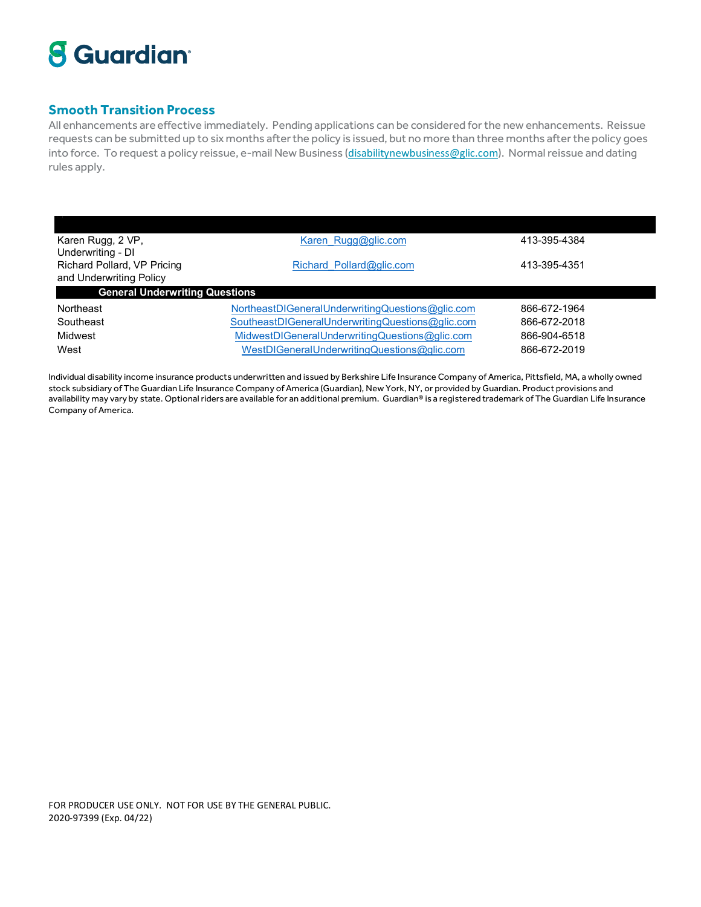Guardian®

## Smooth Transition Process

All enhancements are effective immediately. Pending applications can be considered for the new enhancements. Reissue requests can be submitted up to six months after the policy is issued, but no more than three months after the policy goes into force. To request a policy reissue, e-mail New Business (disabilitynewbusiness@glic.com). Normal reissue and dating rules apply.

| | | |
|---|---|---|
| Karen Rugg, 2 VP, Underwriting - DI | Karen_Rugg@glic.com | 413-395-4384 |
| Richard Pollard, VP Pricing and Underwriting Policy | Richard_Pollard@glic.com | 413-395-4351 |
| **General Underwriting Questions** | | |
| Northeast | NortheastDIGeneralUnderwritingQuestions@glic.com | 866-672-1964 |
| Southeast | SoutheastDIGeneralUnderwritingQuestions@glic.com | 866-672-2018 |
| Midwest | MidwestDIGeneralUnderwritingQuestions@glic.com | 866-904-6518 |
| West | WestDIGeneralUnderwritingQuestions@glic.com | 866-672-2019 |

Individual disability income insurance products underwritten and issued by Berkshire Life Insurance Company of America, Pittsfield, MA, a wholly owned stock subsidiary of The Guardian Life Insurance Company of America (Guardian), New York, NY, or provided by Guardian. Product provisions and availability may vary by state. Optional riders are available for an additional premium. Guardian® is a registered trademark of The Guardian Life Insurance Company of America.

FOR PRODUCER USE ONLY. NOT FOR USE BY THE GENERAL PUBLIC.
2020-97399 (Exp. 04/22)